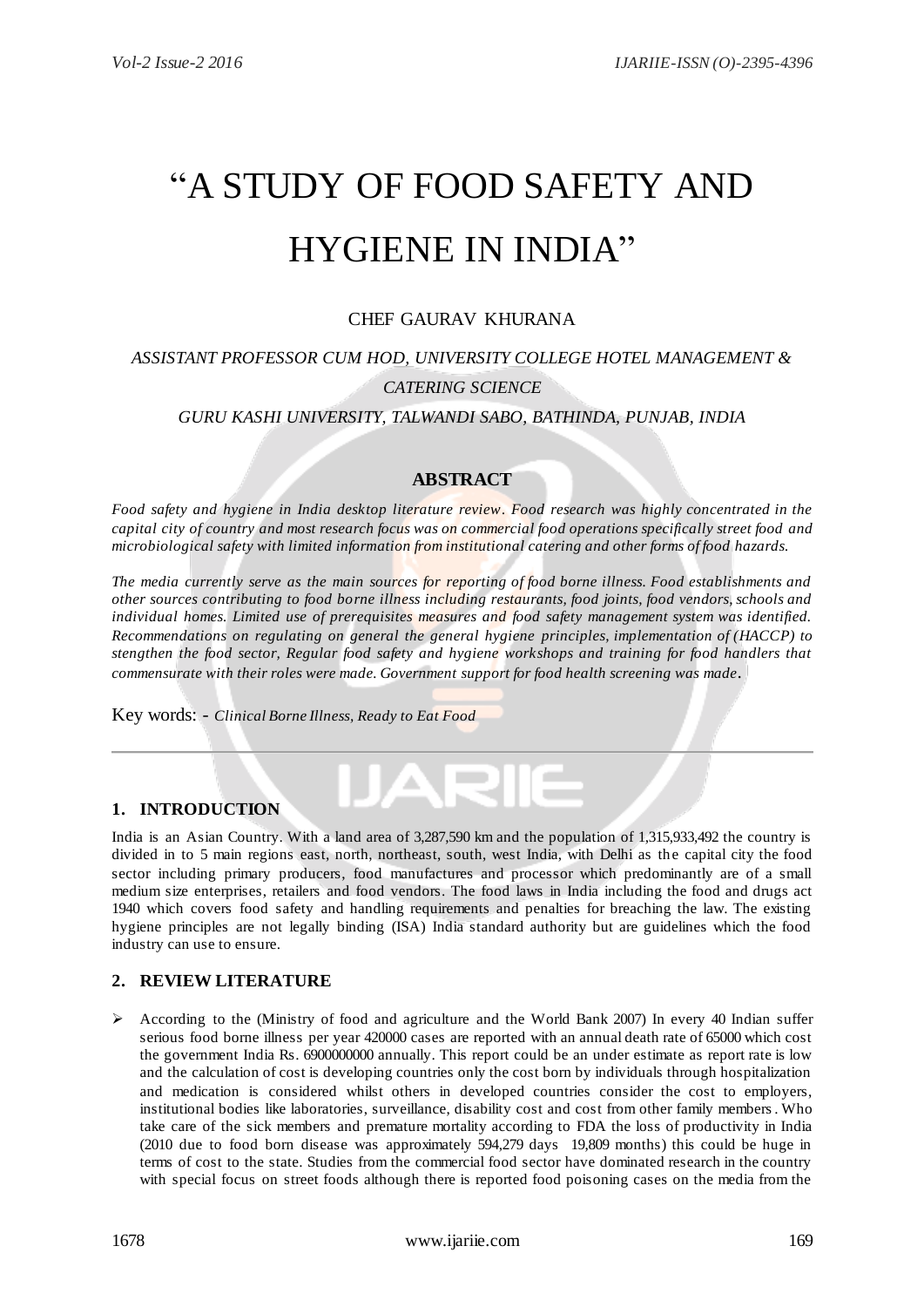# "A STUDY OF FOOD SAFETY AND HYGIENE IN INDIA"

CHEF GAURAV KHURANA

*ASSISTANT PROFESSOR CUM HOD, UNIVERSITY COLLEGE HOTEL MANAGEMENT & CATERING SCIENCE*

*GURU KASHI UNIVERSITY, TALWANDI SABO, BATHINDA, PUNJAB, INDIA*

## ABSTRACT

*Food safety and hygiene in India desktop literature review. Food research was highly concentrated in the capital city of country and most research focus was on commercial food operations specifically street food and microbiological safety with limited information from institutional catering and other forms of food hazards.*

*The media currently serve as the main sources for reporting of food borne illness. Food establishments and other sources contributing to food borne illness including restaurants, food joints, food vendors, schools and individual homes. Limited use of prerequisites measures and food safety management system was identified. Recommendations on regulating on general the general hygiene principles, implementation of (HACCP) to stengthen the food sector, Regular food safety and hygiene workshops and training for food handlers that commensurate with their roles were made. Government support for food health screening was made.*

Key words: - *Clinical Borne Illness, Ready to Eat Food*

---

## 1. INTRODUCTION

India is an Asian Country. With a land area of 3,287,590 km and the population of 1,315,933,492 the country is divided in to 5 main regions east, north, northeast, south, west India, with Delhi as the capital city the food sector including primary producers, food manufactures and processor which predominantly are of a small medium size enterprises, retailers and food vendors. The food laws in India including the food and drugs act 1940 which covers food safety and handling requirements and penalties for breaching the law. The existing hygiene principles are not legally binding (ISA) India standard authority but are guidelines which the food industry can use to ensure.

## 2. REVIEW LITERATURE

- According to the (Ministry of food and agriculture and the World Bank 2007) In every 40 Indian suffer serious food borne illness per year 420000 cases are reported with an annual death rate of 65000 which cost the government India Rs. 6900000000 annually. This report could be an under estimate as report rate is low and the calculation of cost is developing countries only the cost born by individuals through hospitalization and medication is considered whilst others in developed countries consider the cost to employers, institutional bodies like laboratories, surveillance, disability cost and cost from other family members. Who take care of the sick members and premature mortality according to FDA the loss of productivity in India (2010 due to food born disease was approximately 594,279 days 19,809 months) this could be huge in terms of cost to the state. Studies from the commercial food sector have dominated research in the country with special focus on street foods although there is reported food poisoning cases on the media from the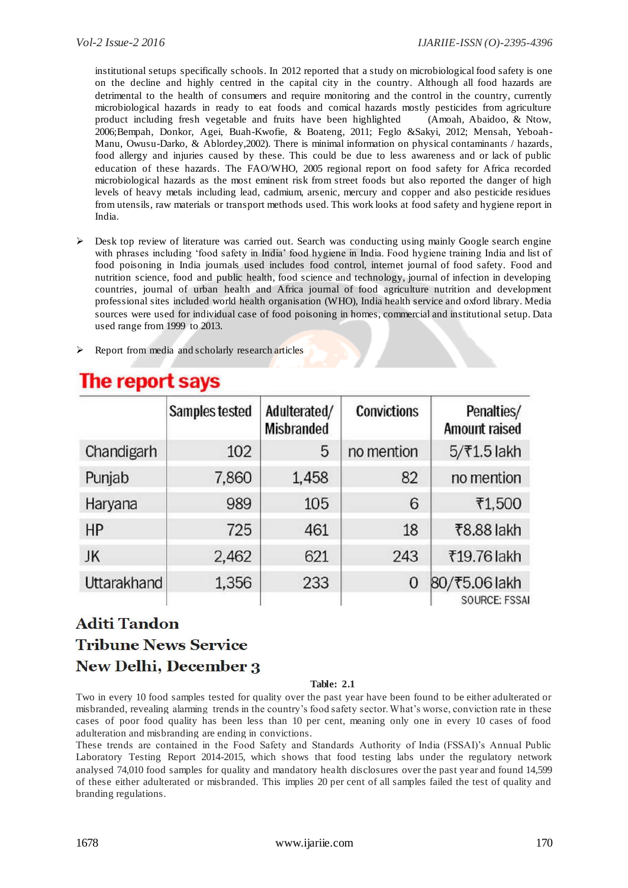institutional setups specifically schools. In 2012 reported that a study on microbiological food safety is one on the decline and highly centred in the capital city in the country. Although all food hazards are detrimental to the health of consumers and require monitoring and the control in the country, currently microbiological hazards in ready to eat foods and comical hazards mostly pesticides from agriculture product including fresh vegetable and fruits have been highlighted (Amoah, Abaidoo, & Ntow, 2006;Bempah, Donkor, Agei, Buah-Kwofie, & Boateng, 2011; Feglo &Sakyi, 2012; Mensah, Yeboah-Manu, Owusu-Darko, & Ablordey,2002). There is minimal information on physical contaminants / hazards, food allergy and injuries caused by these. This could be due to less awareness and or lack of public education of these hazards. The FAO/WHO, 2005 regional report on food safety for Africa recorded microbiological hazards as the most eminent risk from street foods but also reported the danger of high levels of heavy metals including lead, cadmium, arsenic, mercury and copper and also pesticide residues from utensils, raw materials or transport methods used. This work looks at food safety and hygiene report in India.

- Desk top review of literature was carried out. Search was conducting using mainly Google search engine with phrases including 'food safety in India' food hygiene in India. Food hygiene training India and list of food poisoning in India journals used includes food control, internet journal of food safety. Food and nutrition science, food and public health, food science and technology, journal of infection in developing countries, journal of urban health and Africa journal of food agriculture nutrition and development professional sites included world health organisation (WHO), India health service and oxford library. Media sources were used for individual case of food poisoning in homes, commercial and institutional setup. Data used range from 1999 to 2013.
- Report from media and scholarly research articles

## The report says

| | Samples tested | Adulterated/ Misbranded | Convictions | Penalties/ Amount raised |
|---|---|---|---|---|
| Chandigarh | 102 | 5 | no mention | 5/₹1.5 lakh |
| Punjab | 7,860 | 1,458 | 82 | no mention |
| Haryana | 989 | 105 | 6 | ₹1,500 |
| HP | 725 | 461 | 18 | ₹8.88 lakh |
| JK | 2,462 | 621 | 243 | ₹19.76 lakh |
| Uttarakhand | 1,356 | 233 | 0 | 80/₹5.06 lakh |

SOURCE: FSSAI

**Aditi Tandon**
**Tribune News Service**
**New Delhi, December 3**

**Table: 2.1**

Two in every 10 food samples tested for quality over the past year have been found to be either adulterated or misbranded, revealing alarming trends in the country's food safety sector. What's worse, conviction rate in these cases of poor food quality has been less than 10 per cent, meaning only one in every 10 cases of food adulteration and misbranding are ending in convictions.

These trends are contained in the Food Safety and Standards Authority of India (FSSAI)'s Annual Public Laboratory Testing Report 2014-2015, which shows that food testing labs under the regulatory network analysed 74,010 food samples for quality and mandatory health disclosures over the past year and found 14,599 of these either adulterated or misbranded. This implies 20 per cent of all samples failed the test of quality and branding regulations.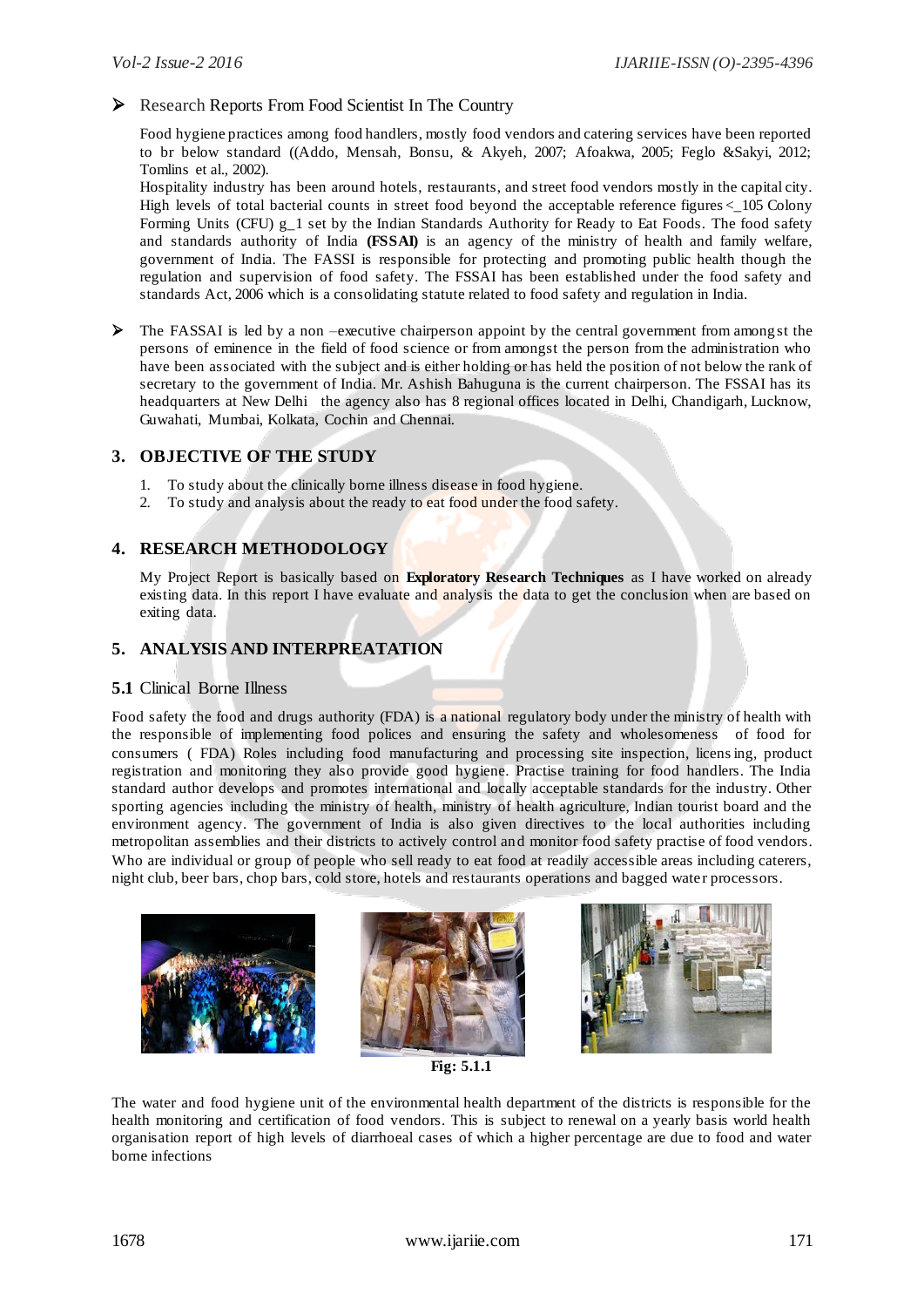- Research Reports From Food Scientist In The Country

  Food hygiene practices among food handlers, mostly food vendors and catering services have been reported to br below standard ((Addo, Mensah, Bonsu, & Akyeh, 2007; Afoakwa, 2005; Feglo &Sakyi, 2012; Tomlins et al., 2002).

  Hospitality industry has been around hotels, restaurants, and street food vendors mostly in the capital city. High levels of total bacterial counts in street food beyond the acceptable reference figures <_105 Colony Forming Units (CFU) g_1 set by the Indian Standards Authority for Ready to Eat Foods. The food safety and standards authority of India **(FSSAI)** is an agency of the ministry of health and family welfare, government of India. The FASSI is responsible for protecting and promoting public health though the regulation and supervision of food safety. The FSSAI has been established under the food safety and standards Act, 2006 which is a consolidating statute related to food safety and regulation in India.

- The FASSAI is led by a non –executive chairperson appoint by the central government from amongst the persons of eminence in the field of food science or from amongst the person from the administration who have been associated with the subject and is either holding or has held the position of not below the rank of secretary to the government of India. Mr. Ashish Bahuguna is the current chairperson. The FSSAI has its headquarters at New Delhi the agency also has 8 regional offices located in Delhi, Chandigarh, Lucknow, Guwahati, Mumbai, Kolkata, Cochin and Chennai.

## 3. OBJECTIVE OF THE STUDY

1. To study about the clinically borne illness disease in food hygiene.
2. To study and analysis about the ready to eat food under the food safety.

## 4. RESEARCH METHODOLOGY

My Project Report is basically based on **Exploratory Research Techniques** as I have worked on already existing data. In this report I have evaluate and analysis the data to get the conclusion when are based on exiting data.

## 5. ANALYSIS AND INTERPREATATION

### 5.1 Clinical Borne Illness

Food safety the food and drugs authority (FDA) is a national regulatory body under the ministry of health with the responsible of implementing food polices and ensuring the safety and wholesomeness of food for consumers ( FDA) Roles including food manufacturing and processing site inspection, licensing, product registration and monitoring they also provide good hygiene. Practise training for food handlers. The India standard author develops and promotes international and locally acceptable standards for the industry. Other sporting agencies including the ministry of health, ministry of health agriculture, Indian tourist board and the environment agency. The government of India is also given directives to the local authorities including metropolitan assemblies and their districts to actively control and monitor food safety practise of food vendors. Who are individual or group of people who sell ready to eat food at readily accessible areas including caterers, night club, beer bars, chop bars, cold store, hotels and restaurants operations and bagged water processors.

**Fig: 5.1.1**

The water and food hygiene unit of the environmental health department of the districts is responsible for the health monitoring and certification of food vendors. This is subject to renewal on a yearly basis world health organisation report of high levels of diarrhoeal cases of which a higher percentage are due to food and water borne infections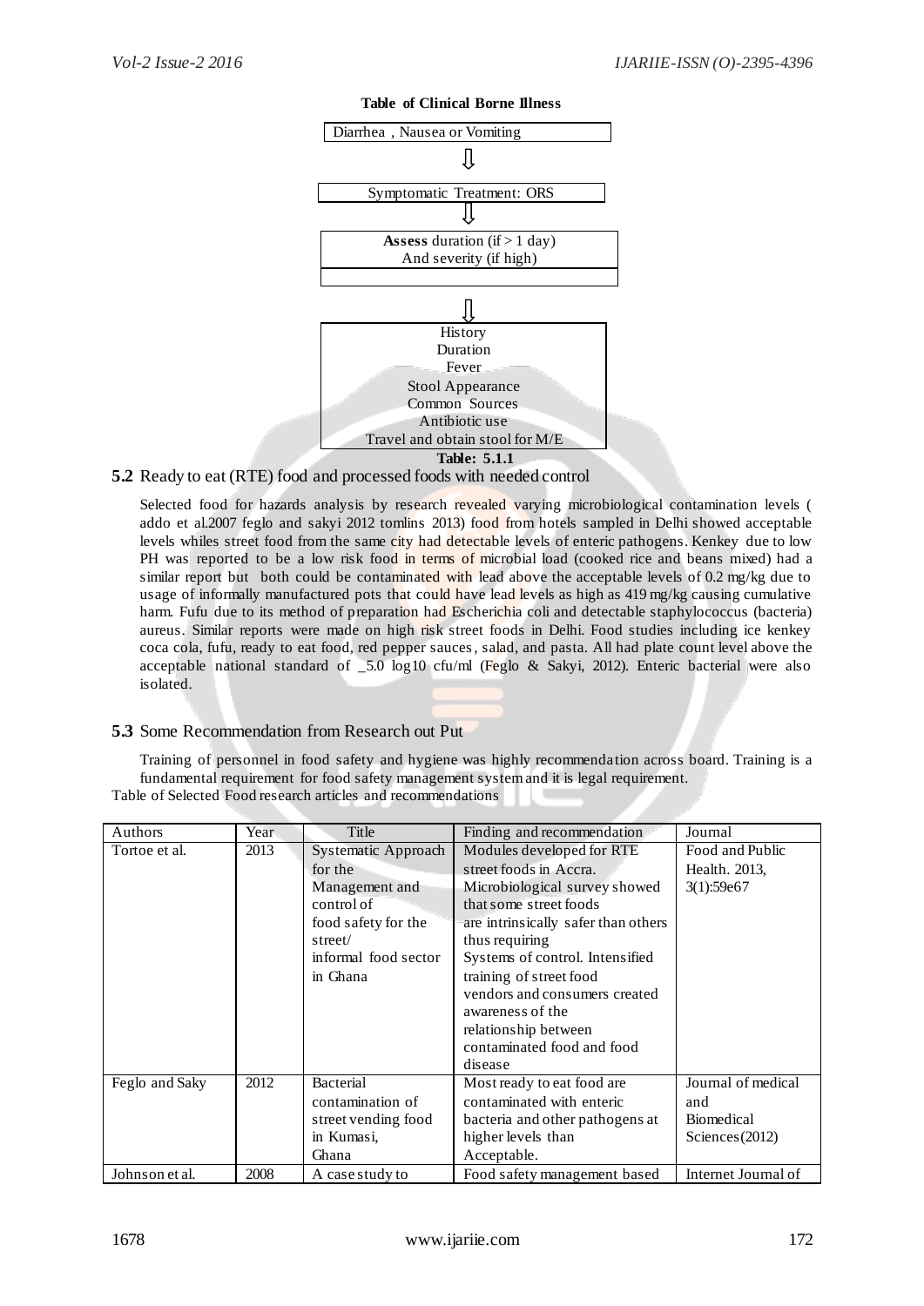**Table of Clinical Borne Illness**

Diarrhea , Nausea or Vomiting

⇓

Symptomatic Treatment: ORS

⇓

**Assess** duration (if > 1 day)
And severity (if high)

⇓

History
Duration
Fever
Stool Appearance
Common Sources
Antibiotic use
Travel and obtain stool for M/E

**Table: 5.1.1**

**5.2** Ready to eat (RTE) food and processed foods with needed control

Selected food for hazards analysis by research revealed varying microbiological contamination levels ( addo et al.2007 feglo and sakyi 2012 tomlins 2013) food from hotels sampled in Delhi showed acceptable levels whiles street food from the same city had detectable levels of enteric pathogens. Kenkey due to low PH was reported to be a low risk food in terms of microbial load (cooked rice and beans mixed) had a similar report but both could be contaminated with lead above the acceptable levels of 0.2 mg/kg due to usage of informally manufactured pots that could have lead levels as high as 419 mg/kg causing cumulative harm. Fufu due to its method of preparation had Escherichia coli and detectable staphylococcus (bacteria) aureus. Similar reports were made on high risk street foods in Delhi. Food studies including ice kenkey coca cola, fufu, ready to eat food, red pepper sauces, salad, and pasta. All had plate count level above the acceptable national standard of _5.0 log10 cfu/ml (Feglo & Sakyi, 2012). Enteric bacterial were also isolated.

**5.3** Some Recommendation from Research out Put

Training of personnel in food safety and hygiene was highly recommendation across board. Training is a fundamental requirement for food safety management system and it is legal requirement.

Table of Selected Food research articles and recommendations

| Authors | Year | Title | Finding and recommendation | Journal |
|---|---|---|---|---|
| Tortoe et al. | 2013 | Systematic Approach for the Management and control of food safety for the street/ informal food sector in Ghana | Modules developed for RTE street foods in Accra. Microbiological survey showed that some street foods are intrinsically safer than others thus requiring Systems of control. Intensified training of street food vendors and consumers created awareness of the relationship between contaminated food and food disease | Food and Public Health. 2013, 3(1):59e67 |
| Feglo and Saky | 2012 | Bacterial contamination of street vending food in Kumasi, Ghana | Most ready to eat food are contaminated with enteric bacteria and other pathogens at higher levels than Acceptable. | Journal of medical and Biomedical Sciences(2012) |
| Johnson et al. | 2008 | A case study to | Food safety management based | Internet Journal of |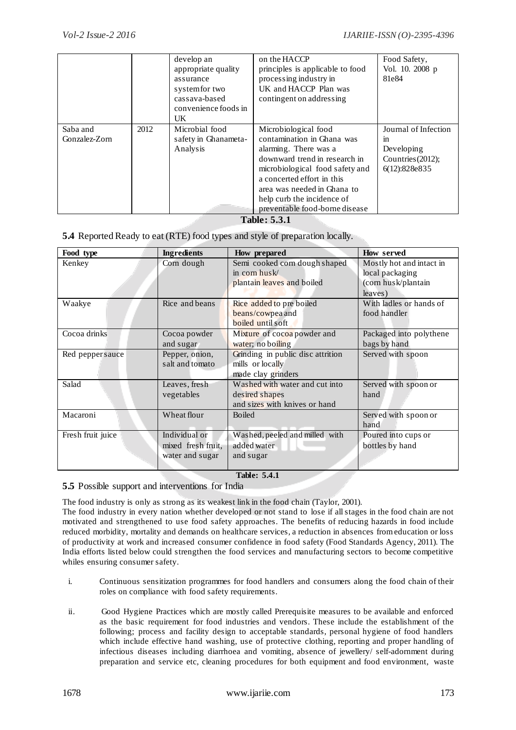|  |  |  |  |  |
| --- | --- | --- | --- | --- |
|  |  | develop an appropriate quality assurance system for two cassava-based convenience foods in UK | on the HACCP principles is applicable to food processing industry in UK and HACCP Plan was contingent on addressing | Food Safety, Vol. 10. 2008 p 81e84 |
| Saba and Gonzalez-Zorn | 2012 | Microbial food safety in Ghanameta-Analysis | Microbiological food contamination in Ghana was alarming. There was a downward trend in research in microbiological food safety and a concerted effort in this area was needed in Ghana to help curb the incidence of preventable food-borne disease | Journal of Infection in Developing Countries (2012); 6(12):828e835 |

**Table: 5.3.1**

**5.4** Reported Ready to eat (RTE) food types and style of preparation locally.

| Food type | Ingredients | How prepared | How served |
| --- | --- | --- | --- |
| Kenkey | Corn dough | Semi cooked corn dough shaped in corn husk/ plantain leaves and boiled | Mostly hot and intact in local packaging (corn husk/plantain leaves) |
| Waakye | Rice and beans | Rice added to pre boiled beans/cowpea and boiled until soft | With ladles or hands of food handler |
| Cocoa drinks | Cocoa powder and sugar | Mixture of cocoa powder and water; no boiling | Packaged into polythene bags by hand |
| Red pepper sauce | Pepper, onion, salt and tomato | Grinding in public disc attrition mills or locally made clay grinders | Served with spoon |
| Salad | Leaves, fresh vegetables | Washed with water and cut into desired shapes and sizes with knives or hand | Served with spoon or hand |
| Macaroni | Wheat flour | Boiled | Served with spoon or hand |
| Fresh fruit juice | Individual or mixed fresh fruit, water and sugar | Washed, peeled and milled with added water and sugar | Poured into cups or bottles by hand |

**Table: 5.4.1**

**5.5** Possible support and interventions for India

The food industry is only as strong as its weakest link in the food chain (Taylor, 2001).

The food industry in every nation whether developed or not stand to lose if all stages in the food chain are not motivated and strengthened to use food safety approaches. The benefits of reducing hazards in food include reduced morbidity, mortality and demands on healthcare services, a reduction in absences from education or loss of productivity at work and increased consumer confidence in food safety (Food Standards Agency, 2011). The India efforts listed below could strengthen the food services and manufacturing sectors to become competitive whiles ensuring consumer safety.

i. Continuous sensitization programmes for food handlers and consumers along the food chain of their roles on compliance with food safety requirements.

ii. Good Hygiene Practices which are mostly called Prerequisite measures to be available and enforced as the basic requirement for food industries and vendors. These include the establishment of the following; process and facility design to acceptable standards, personal hygiene of food handlers which include effective hand washing, use of protective clothing, reporting and proper handling of infectious diseases including diarrhoea and vomiting, absence of jewellery/ self-adornment during preparation and service etc, cleaning procedures for both equipment and food environment, waste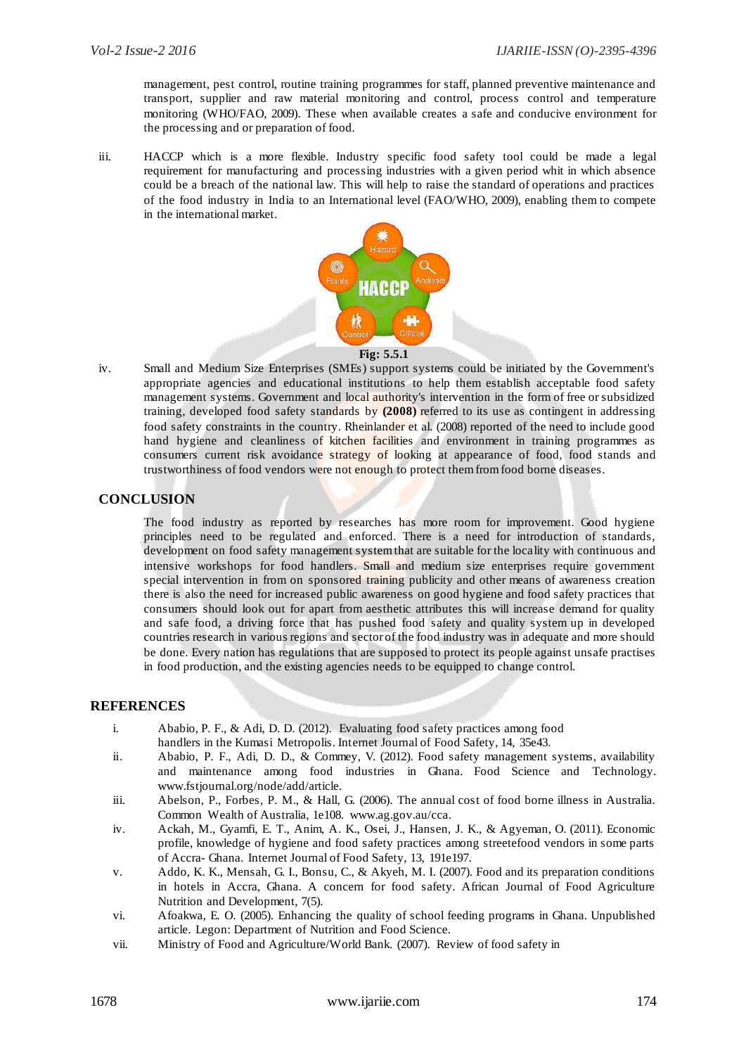management, pest control, routine training programmes for staff, planned preventive maintenance and transport, supplier and raw material monitoring and control, process control and temperature monitoring (WHO/FAO, 2009). These when available creates a safe and conducive environment for the processing and or preparation of food.

iii. HACCP which is a more flexible. Industry specific food safety tool could be made a legal requirement for manufacturing and processing industries with a given period whit in which absence could be a breach of the national law. This will help to raise the standard of operations and practices of the food industry in India to an International level (FAO/WHO, 2009), enabling them to compete in the international market.

Hazard
Analysis
Critical
Control
Points
HACCP

**Fig: 5.5.1**

iv. Small and Medium Size Enterprises (SMEs) support systems could be initiated by the Government's appropriate agencies and educational institutions to help them establish acceptable food safety management systems. Government and local authority's intervention in the form of free or subsidized training, developed food safety standards by **(2008)** referred to its use as contingent in addressing food safety constraints in the country. Rheinlander et al. (2008) reported of the need to include good hand hygiene and cleanliness of kitchen facilities and environment in training programmes as consumers current risk avoidance strategy of looking at appearance of food, food stands and trustworthiness of food vendors were not enough to protect them from food borne diseases.

## CONCLUSION

The food industry as reported by researches has more room for improvement. Good hygiene principles need to be regulated and enforced. There is a need for introduction of standards, development on food safety management system that are suitable for the locality with continuous and intensive workshops for food handlers. Small and medium size enterprises require government special intervention in from on sponsored training publicity and other means of awareness creation there is also the need for increased public awareness on good hygiene and food safety practices that consumers should look out for apart from aesthetic attributes this will increase demand for quality and safe food, a driving force that has pushed food safety and quality system up in developed countries research in various regions and sector of the food industry was in adequate and more should be done. Every nation has regulations that are supposed to protect its people against unsafe practises in food production, and the existing agencies needs to be equipped to change control.

## REFERENCES

i. Ababio, P. F., & Adi, D. D. (2012). Evaluating food safety practices among food handlers in the Kumasi Metropolis. Internet Journal of Food Safety, 14, 35e43.

ii. Ababio, P. F., Adi, D. D., & Commey, V. (2012). Food safety management systems, availability and maintenance among food industries in Ghana. Food Science and Technology. www.fstjournal.org/node/add/article.

iii. Abelson, P., Forbes, P. M., & Hall, G. (2006). The annual cost of food borne illness in Australia. Common Wealth of Australia, 1e108. www.ag.gov.au/cca.

iv. Ackah, M., Gyamfi, E. T., Anim, A. K., Osei, J., Hansen, J. K., & Agyeman, O. (2011). Economic profile, knowledge of hygiene and food safety practices among streetefood vendors in some parts of Accra- Ghana. Internet Journal of Food Safety, 13, 191e197.

v. Addo, K. K., Mensah, G. I., Bonsu, C., & Akyeh, M. I. (2007). Food and its preparation conditions in hotels in Accra, Ghana. A concern for food safety. African Journal of Food Agriculture Nutrition and Development, 7(5).

vi. Afoakwa, E. O. (2005). Enhancing the quality of school feeding programs in Ghana. Unpublished article. Legon: Department of Nutrition and Food Science.

vii. Ministry of Food and Agriculture/World Bank. (2007). Review of food safety in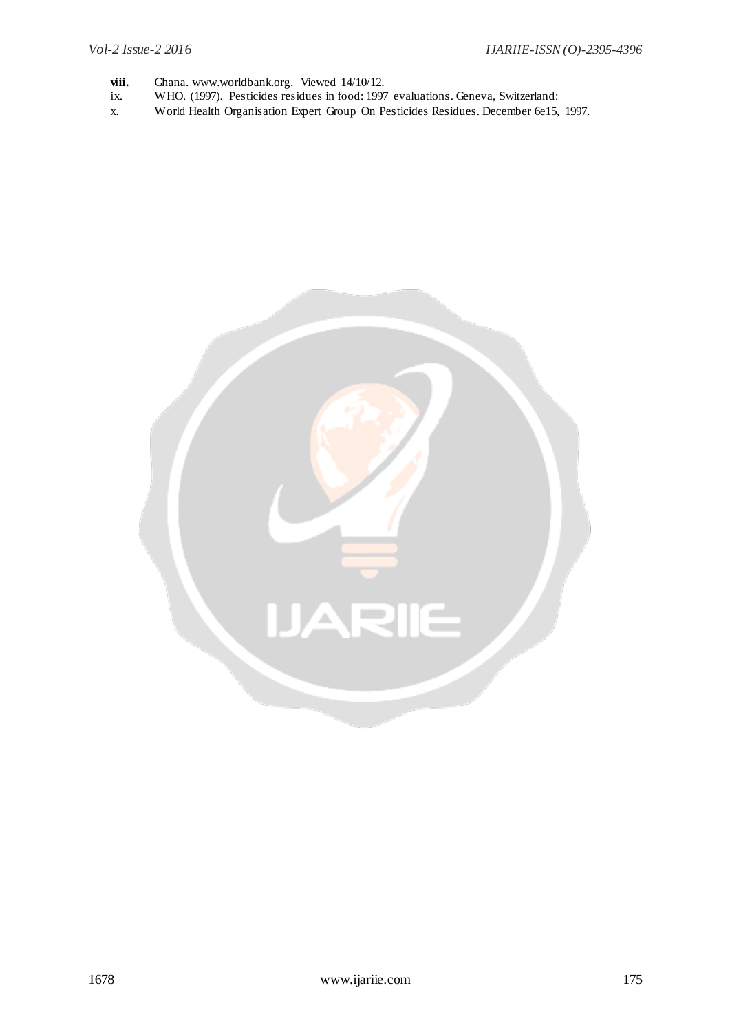- **viii.** Ghana. www.worldbank.org. Viewed 14/10/12.
- ix. WHO. (1997). Pesticides residues in food: 1997 evaluations. Geneva, Switzerland:
- x. World Health Organisation Expert Group On Pesticides Residues. December 6e15, 1997.